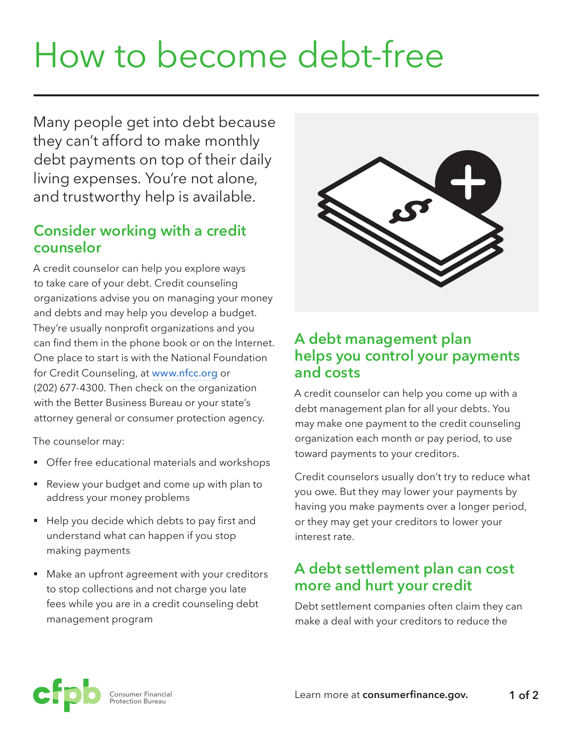# How to become debt-free

Many people get into debt because they can't afford to make monthly debt payments on top of their daily living expenses. You're not alone, and trustworthy help is available.

## Consider working with a credit counselor

A credit counselor can help you explore ways to take care of your debt. Credit counseling organizations advise you on managing your money and debts and may help you develop a budget. They're usually nonprofit organizations and you can find them in the phone book or on the Internet. One place to start is with the National Foundation for Credit Counseling, at www.nfcc.org or (202) 677-4300. Then check on the organization with the Better Business Bureau or your state's attorney general or consumer protection agency.

The counselor may:

- Offer free educational materials and workshops
- Review your budget and come up with plan to address your money problems
- Help you decide which debts to pay first and understand what can happen if you stop making payments
- Make an upfront agreement with your creditors to stop collections and not charge you late fees while you are in a credit counseling debt management program

## A debt management plan helps you control your payments and costs

A credit counselor can help you come up with a debt management plan for all your debts. You may make one payment to the credit counseling organization each month or pay period, to use toward payments to your creditors.

Credit counselors usually don't try to reduce what you owe. But they may lower your payments by having you make payments over a longer period, or they may get your creditors to lower your interest rate.

## A debt settlement plan can cost more and hurt your credit

Debt settlement companies often claim they can make a deal with your creditors to reduce the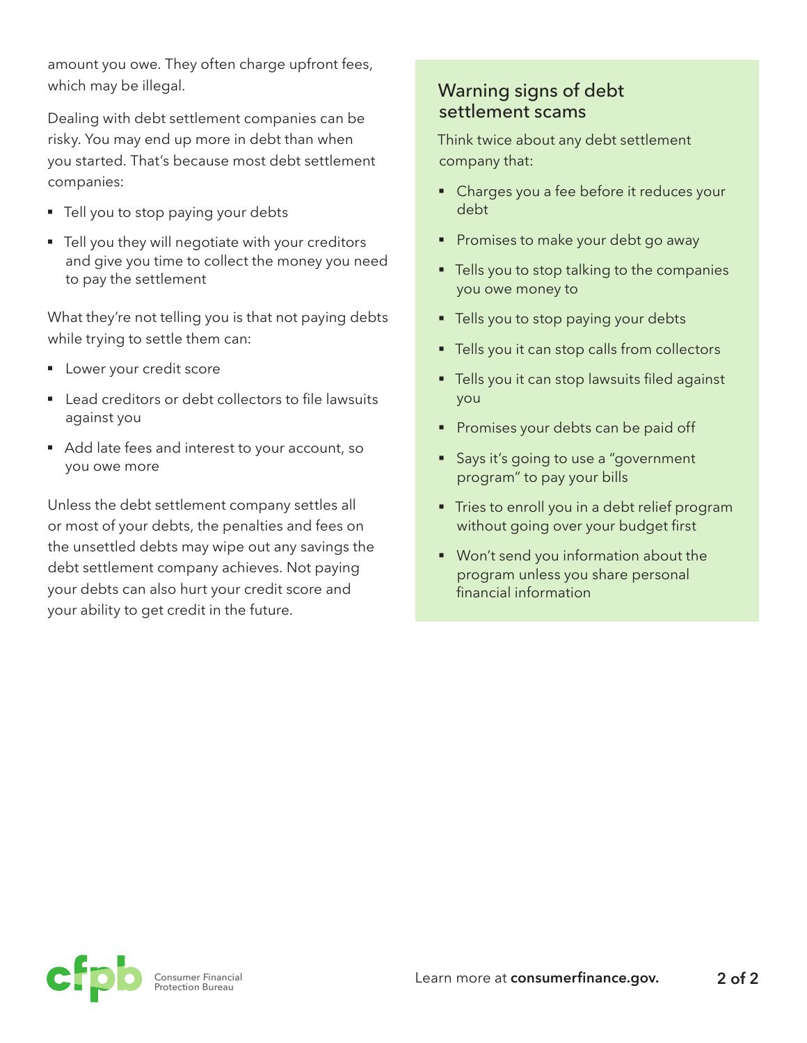amount you owe. They often charge upfront fees, which may be illegal.

Dealing with debt settlement companies can be risky. You may end up more in debt than when you started. That's because most debt settlement companies:

- Tell you to stop paying your debts
- Tell you they will negotiate with your creditors and give you time to collect the money you need to pay the settlement

What they're not telling you is that not paying debts while trying to settle them can:

- Lower your credit score
- Lead creditors or debt collectors to file lawsuits against you
- Add late fees and interest to your account, so you owe more

Unless the debt settlement company settles all or most of your debts, the penalties and fees on the unsettled debts may wipe out any savings the debt settlement company achieves. Not paying your debts can also hurt your credit score and your ability to get credit in the future.

## Warning signs of debt settlement scams

Think twice about any debt settlement company that:

- Charges you a fee before it reduces your debt
- Promises to make your debt go away
- Tells you to stop talking to the companies you owe money to
- Tells you to stop paying your debts
- Tells you it can stop calls from collectors
- Tells you it can stop lawsuits filed against you
- Promises your debts can be paid off
- Says it's going to use a "government program" to pay your bills
- Tries to enroll you in a debt relief program without going over your budget first
- Won't send you information about the program unless you share personal financial information

Learn more at **consumerfinance.gov.**